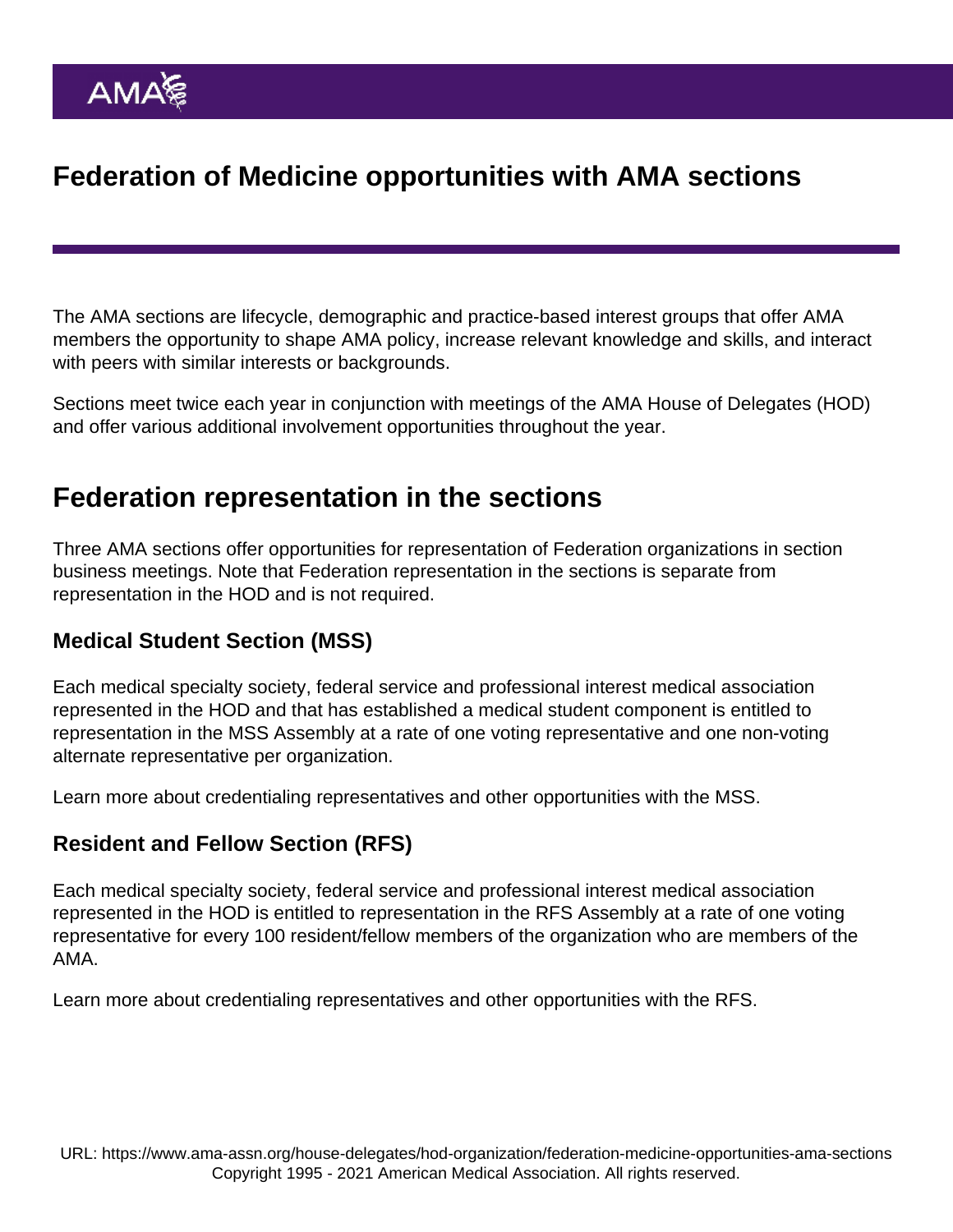# Federation of Medicine opportunities with AMA sections

The AMA sections are lifecycle, demographic and practice-based interest groups that offer AMA members the opportunity to shape AMA policy, increase relevant knowledge and skills, and interact with peers with similar interests or backgrounds.

Sections meet twice each year in conjunction with meetings of the AMA House of Delegates (HOD) and offer various additional involvement opportunities throughout the year.

## Federation representation in the sections

Three AMA sections offer opportunities for representation of Federation organizations in section business meetings. Note that Federation representation in the sections is separate from representation in the HOD and is not required.

### Medical Student Section (MSS)

Each medical specialty society, federal service and professional interest medical association represented in the HOD and that has established a medical student component is entitled to representation in the MSS Assembly at a rate of one voting representative and one non-voting alternate representative per organization.

Learn more about credentialing representatives and other opportunities with the MSS.

### Resident and Fellow Section (RFS)

Each medical specialty society, federal service and professional interest medical association represented in the HOD is entitled to representation in the RFS Assembly at a rate of one voting representative for every 100 resident/fellow members of the organization who are members of the AMA.

Learn more about credentialing representatives and other opportunities with the RFS.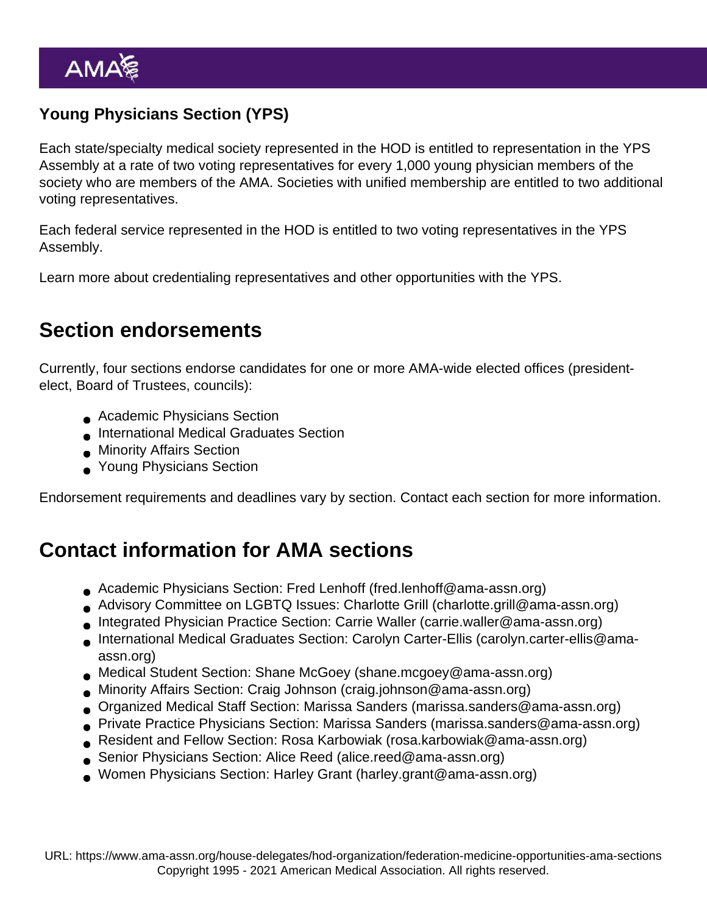### Young Physicians Section (YPS)

Each state/specialty medical society represented in the HOD is entitled to representation in the YPS Assembly at a rate of two voting representatives for every 1,000 young physician members of the society who are members of the AMA. Societies with unified membership are entitled to two additional voting representatives.

Each federal service represented in the HOD is entitled to two voting representatives in the YPS Assembly.

Learn more about credentialing representatives and other opportunities with the YPS.

## Section endorsements

Currently, four sections endorse candidates for one or more AMA-wide elected offices (president-elect, Board of Trustees, councils):

- Academic Physicians Section
- International Medical Graduates Section
- Minority Affairs Section
- Young Physicians Section

Endorsement requirements and deadlines vary by section. Contact each section for more information.

## Contact information for AMA sections

- Academic Physicians Section: Fred Lenhoff (fred.lenhoff@ama-assn.org)
- Advisory Committee on LGBTQ Issues: Charlotte Grill (charlotte.grill@ama-assn.org)
- Integrated Physician Practice Section: Carrie Waller (carrie.waller@ama-assn.org)
- International Medical Graduates Section: Carolyn Carter-Ellis (carolyn.carter-ellis@ama-assn.org)
- Medical Student Section: Shane McGoey (shane.mcgoey@ama-assn.org)
- Minority Affairs Section: Craig Johnson (craig.johnson@ama-assn.org)
- Organized Medical Staff Section: Marissa Sanders (marissa.sanders@ama-assn.org)
- Private Practice Physicians Section: Marissa Sanders (marissa.sanders@ama-assn.org)
- Resident and Fellow Section: Rosa Karbowiak (rosa.karbowiak@ama-assn.org)
- Senior Physicians Section: Alice Reed (alice.reed@ama-assn.org)
- Women Physicians Section: Harley Grant (harley.grant@ama-assn.org)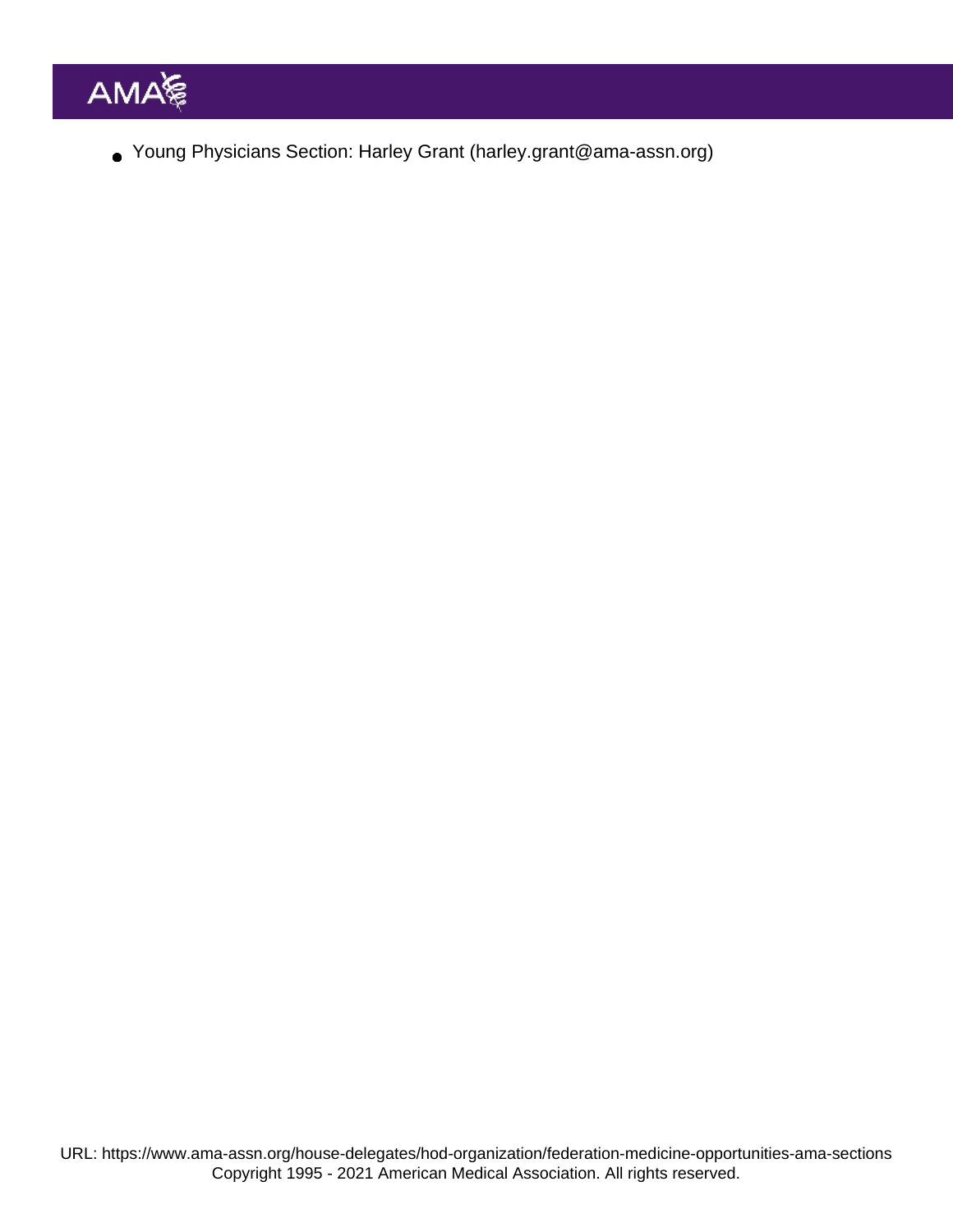- Young Physicians Section: Harley Grant (harley.grant@ama-assn.org)